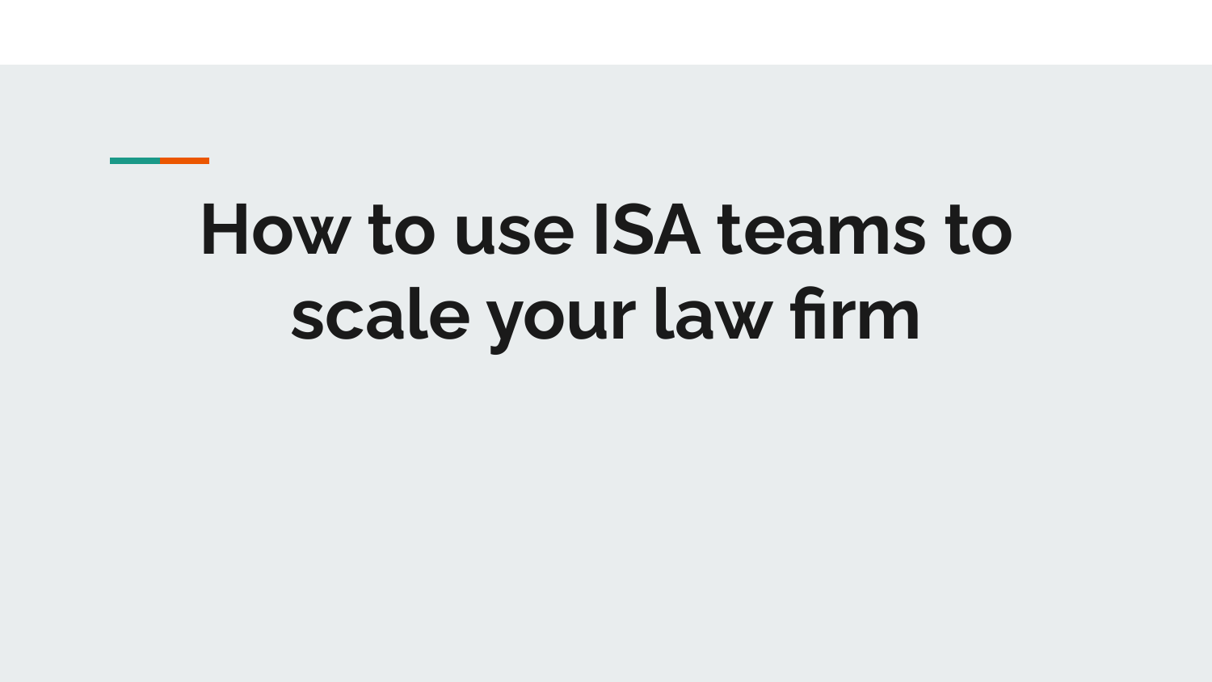# How to use ISA teams to scale your law firm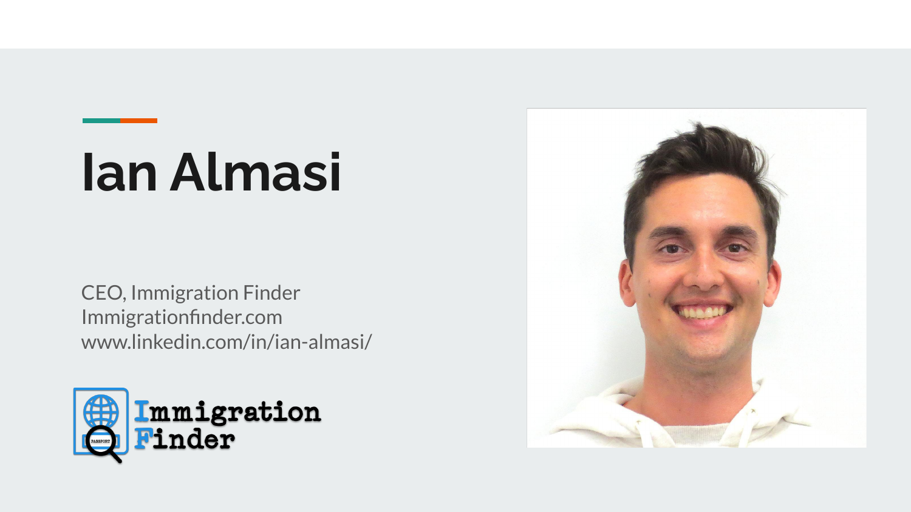# Ian Almasi

CEO, Immigration Finder
Immigrationfinder.com
www.linkedin.com/in/ian-almasi/

Immigration Finder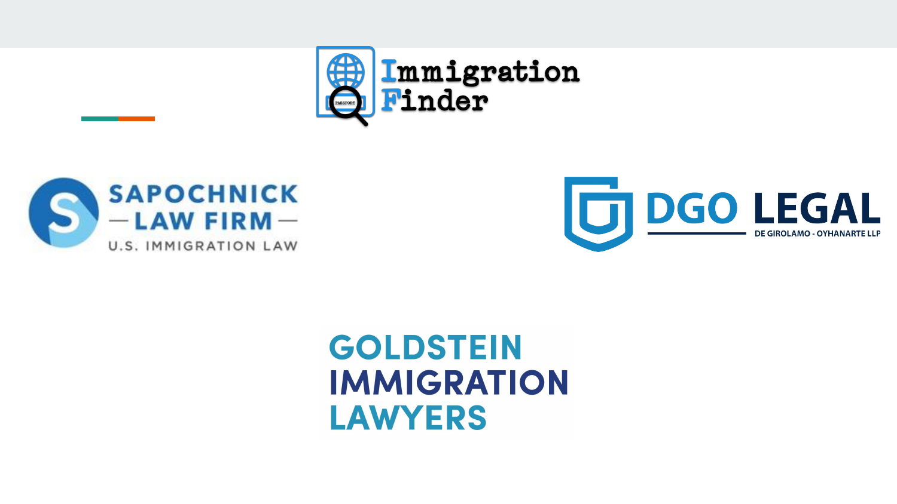Immigration Finder

SAPOCHNICK
— LAW FIRM —
U.S. IMMIGRATION LAW

DGO LEGAL
DE GIROLAMO - OYHANARTE LLP

GOLDSTEIN
IMMIGRATION
LAWYERS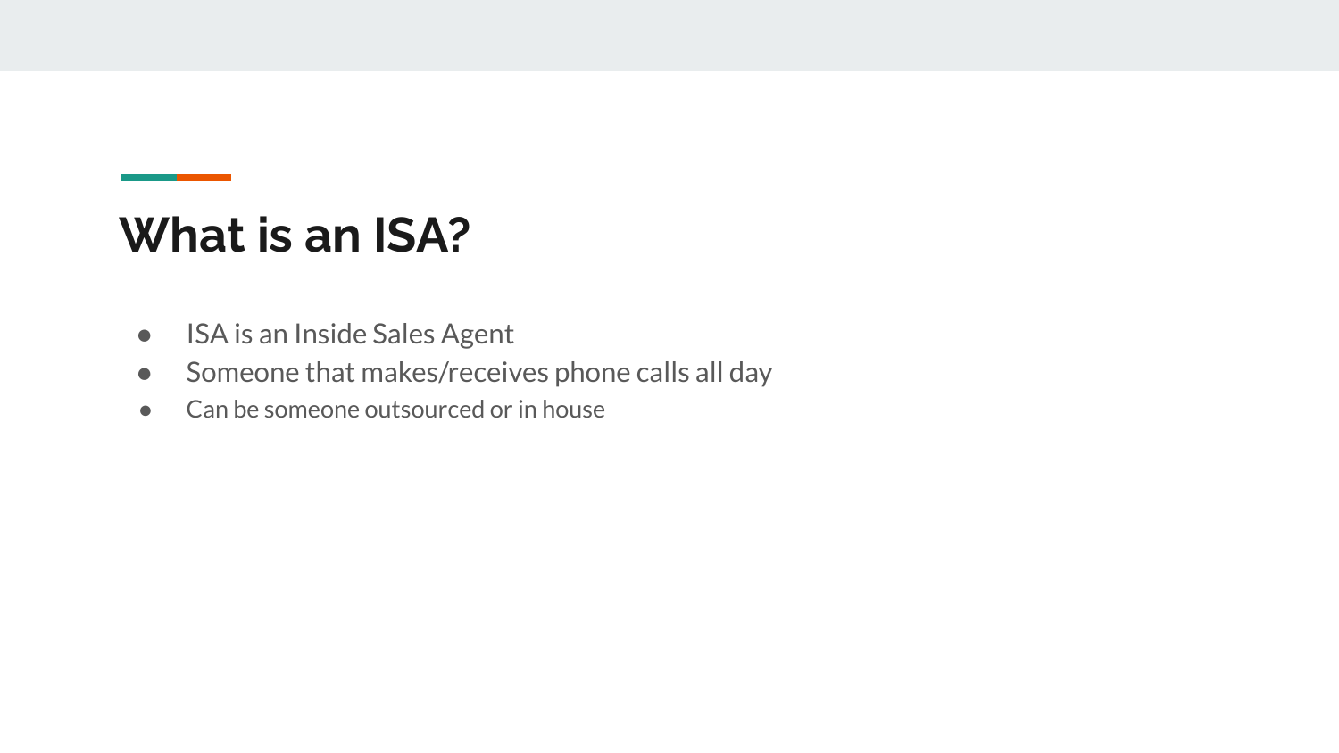# What is an ISA?

- ISA is an Inside Sales Agent
- Someone that makes/receives phone calls all day
- Can be someone outsourced or in house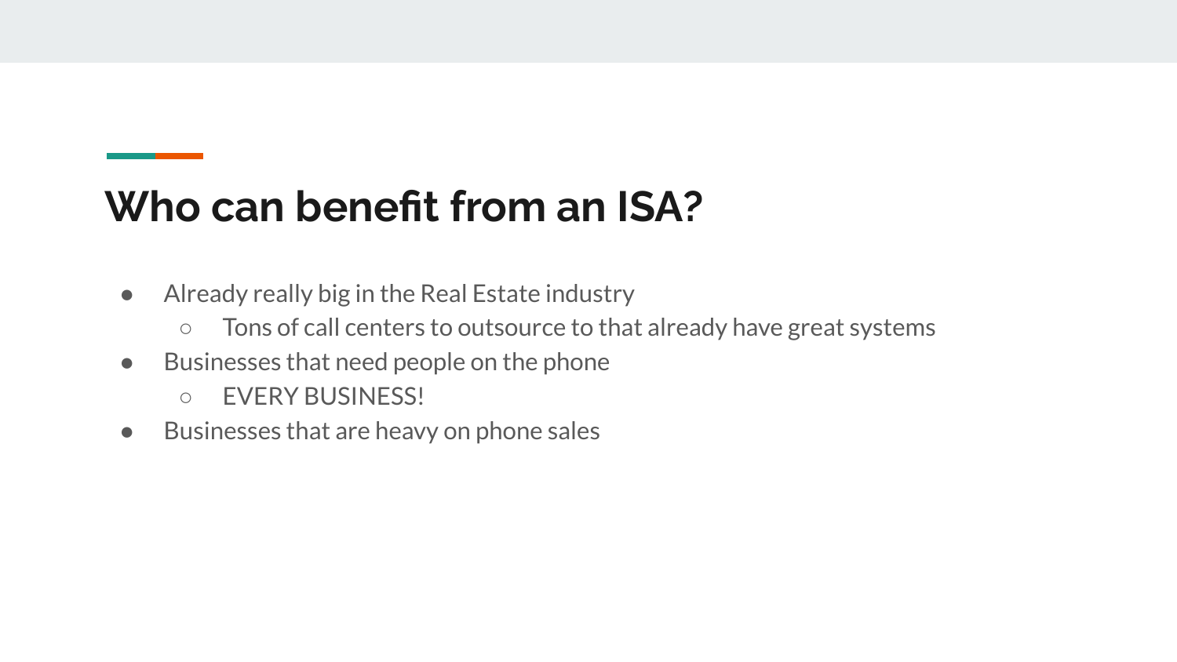# Who can benefit from an ISA?

- Already really big in the Real Estate industry
  - Tons of call centers to outsource to that already have great systems
- Businesses that need people on the phone
  - EVERY BUSINESS!
- Businesses that are heavy on phone sales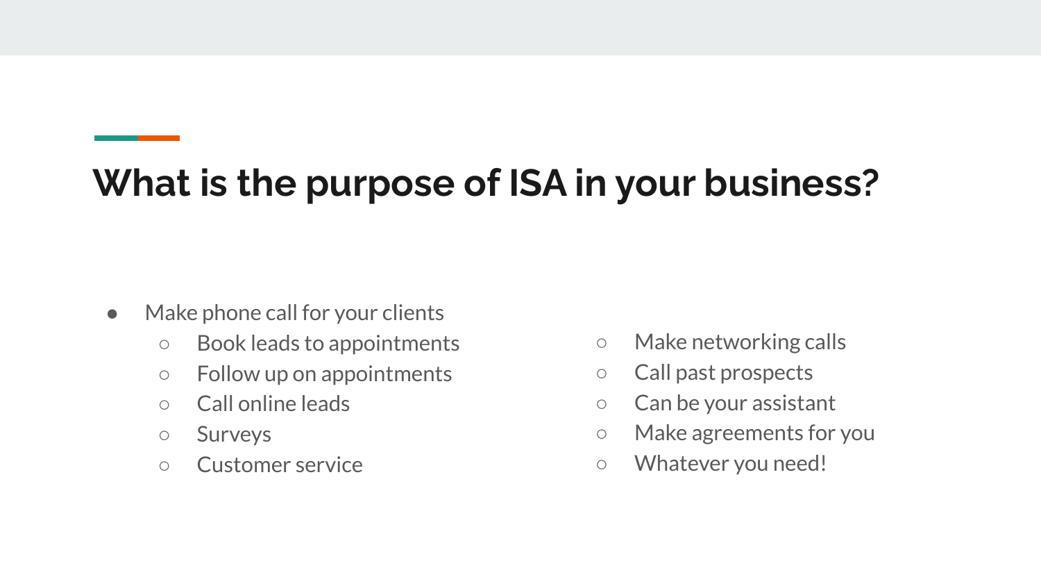# What is the purpose of ISA in your business?

- Make phone call for your clients
  - Book leads to appointments
  - Follow up on appointments
  - Call online leads
  - Surveys
  - Customer service
  - Make networking calls
  - Call past prospects
  - Can be your assistant
  - Make agreements for you
  - Whatever you need!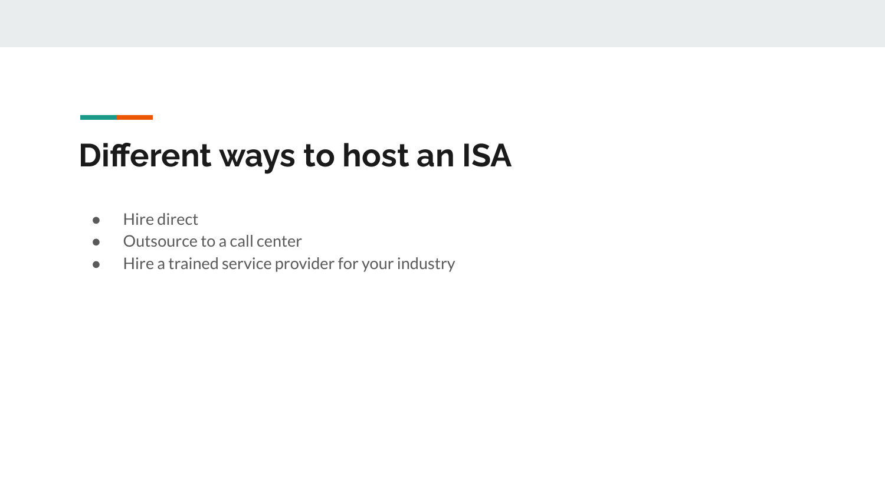# Different ways to host an ISA

- Hire direct
- Outsource to a call center
- Hire a trained service provider for your industry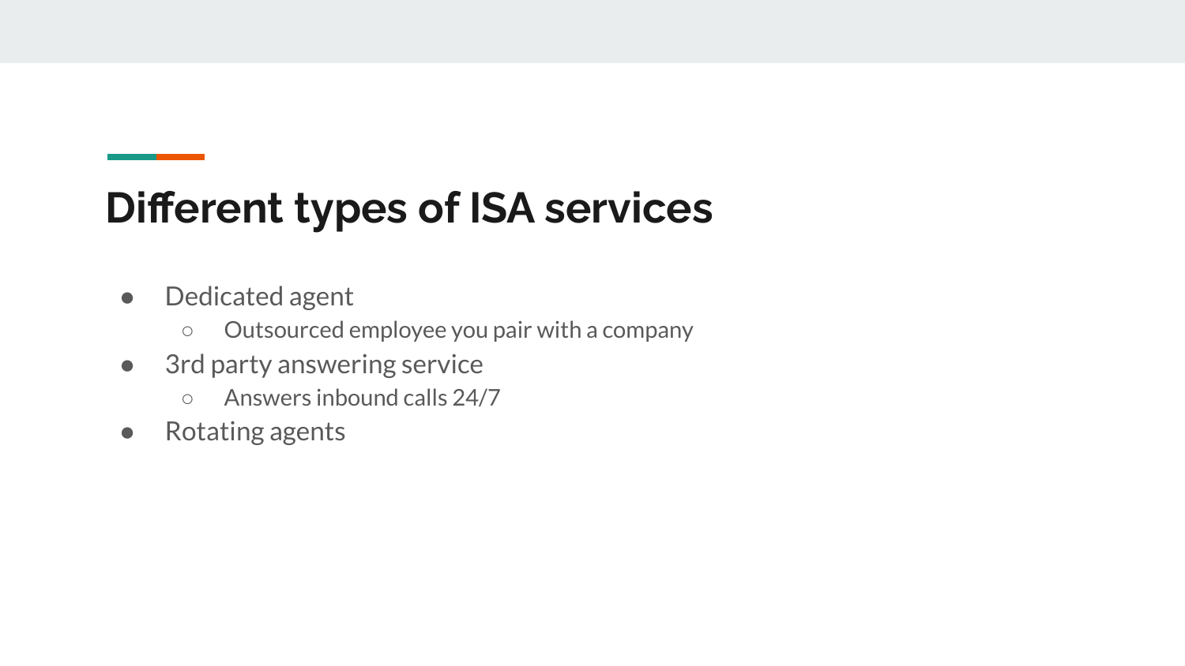## Different types of ISA services

- Dedicated agent
  - Outsourced employee you pair with a company
- 3rd party answering service
  - Answers inbound calls 24/7
- Rotating agents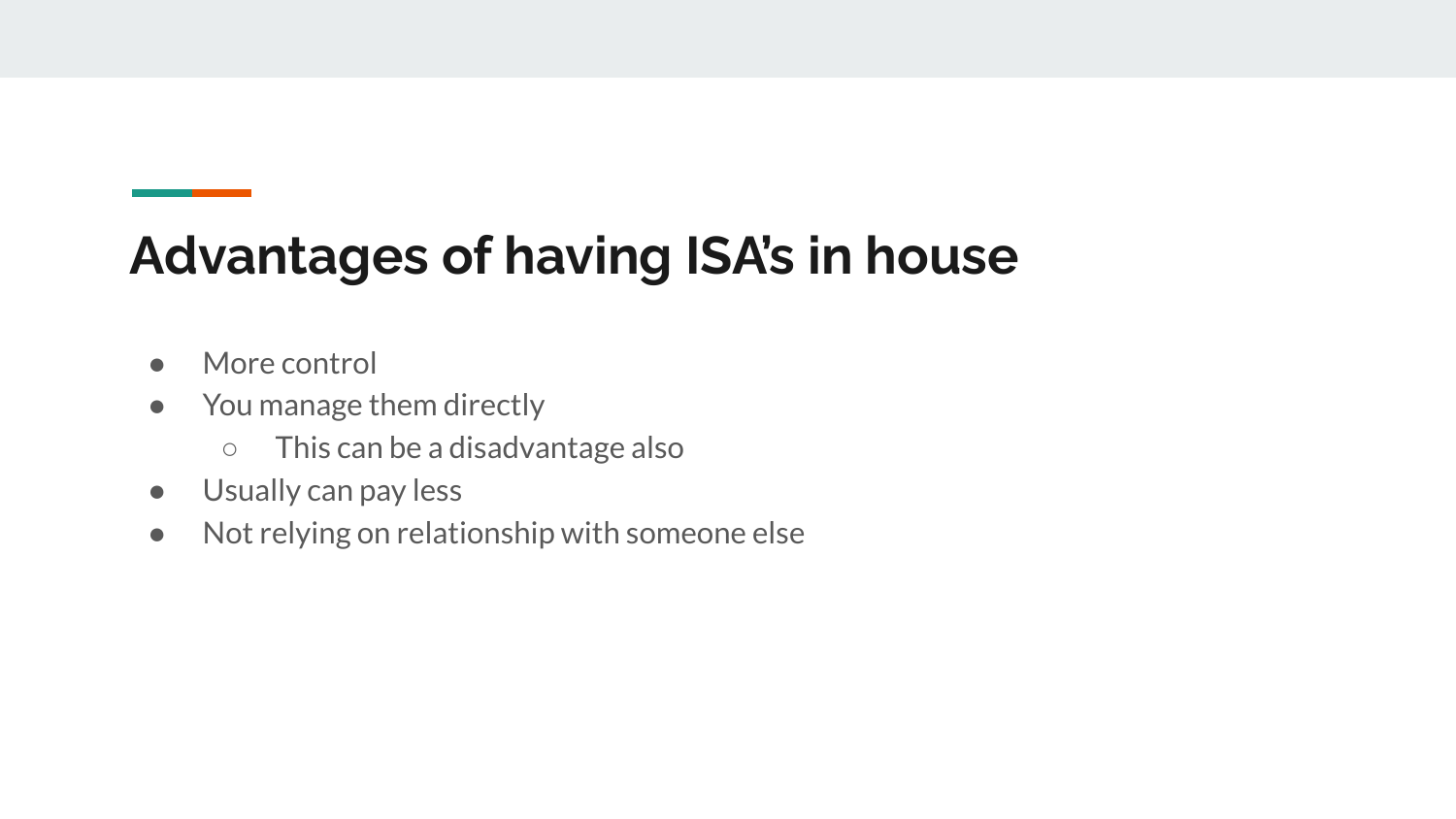# Advantages of having ISA's in house

- More control
- You manage them directly
  - This can be a disadvantage also
- Usually can pay less
- Not relying on relationship with someone else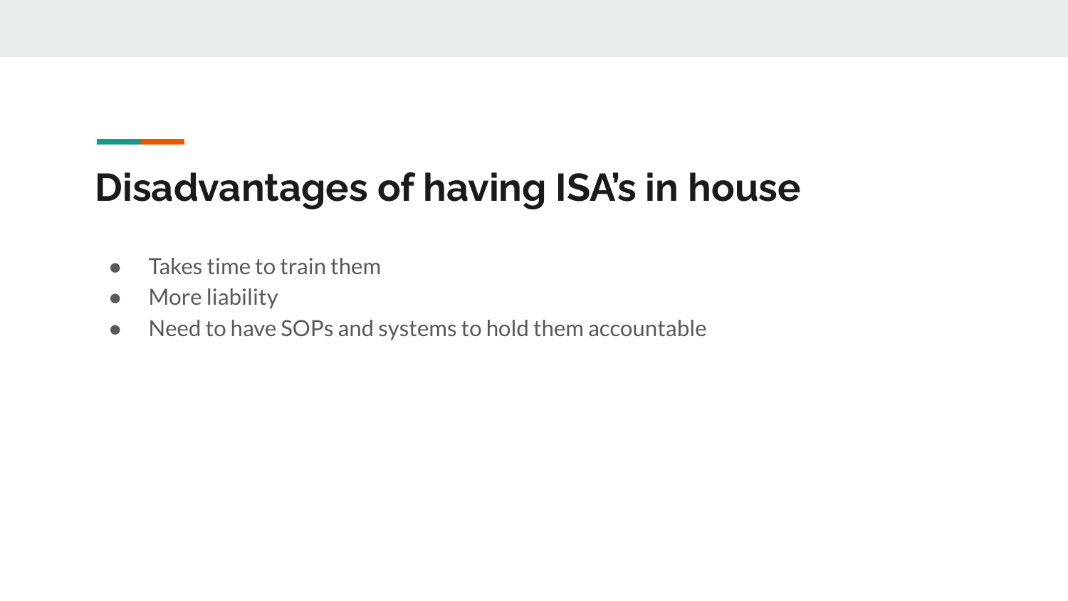## Disadvantages of having ISA’s in house

- Takes time to train them
- More liability
- Need to have SOPs and systems to hold them accountable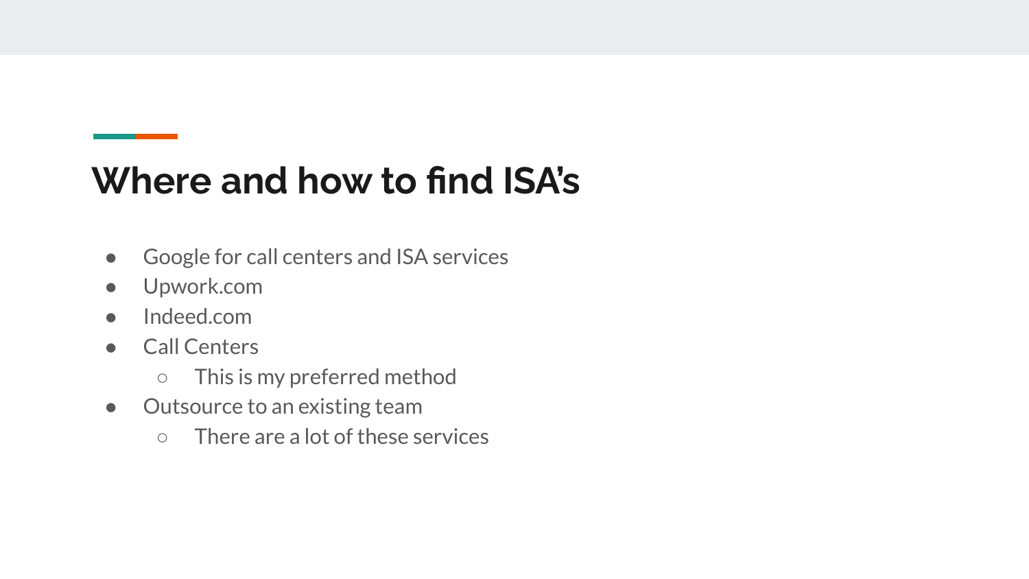# Where and how to find ISA’s

- Google for call centers and ISA services
- Upwork.com
- Indeed.com
- Call Centers
    - This is my preferred method
- Outsource to an existing team
    - There are a lot of these services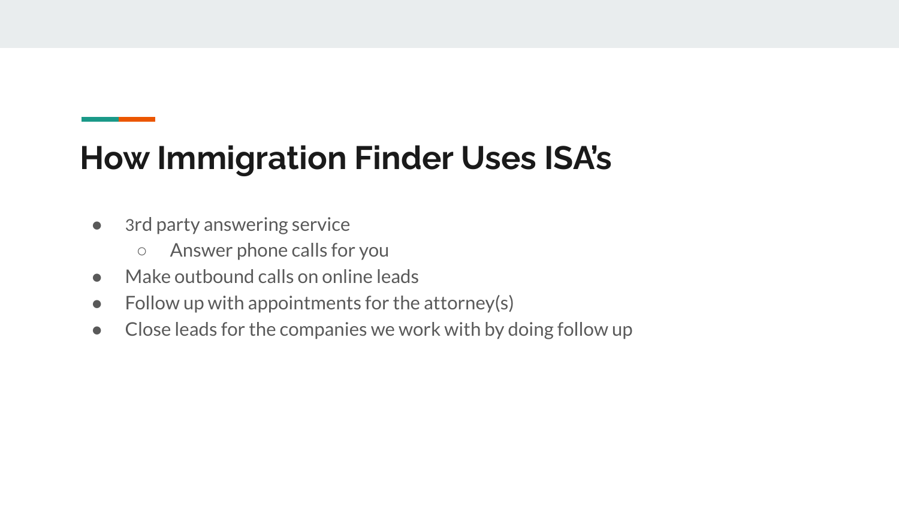# How Immigration Finder Uses ISA’s

- 3rd party answering service
  - Answer phone calls for you
- Make outbound calls on online leads
- Follow up with appointments for the attorney(s)
- Close leads for the companies we work with by doing follow up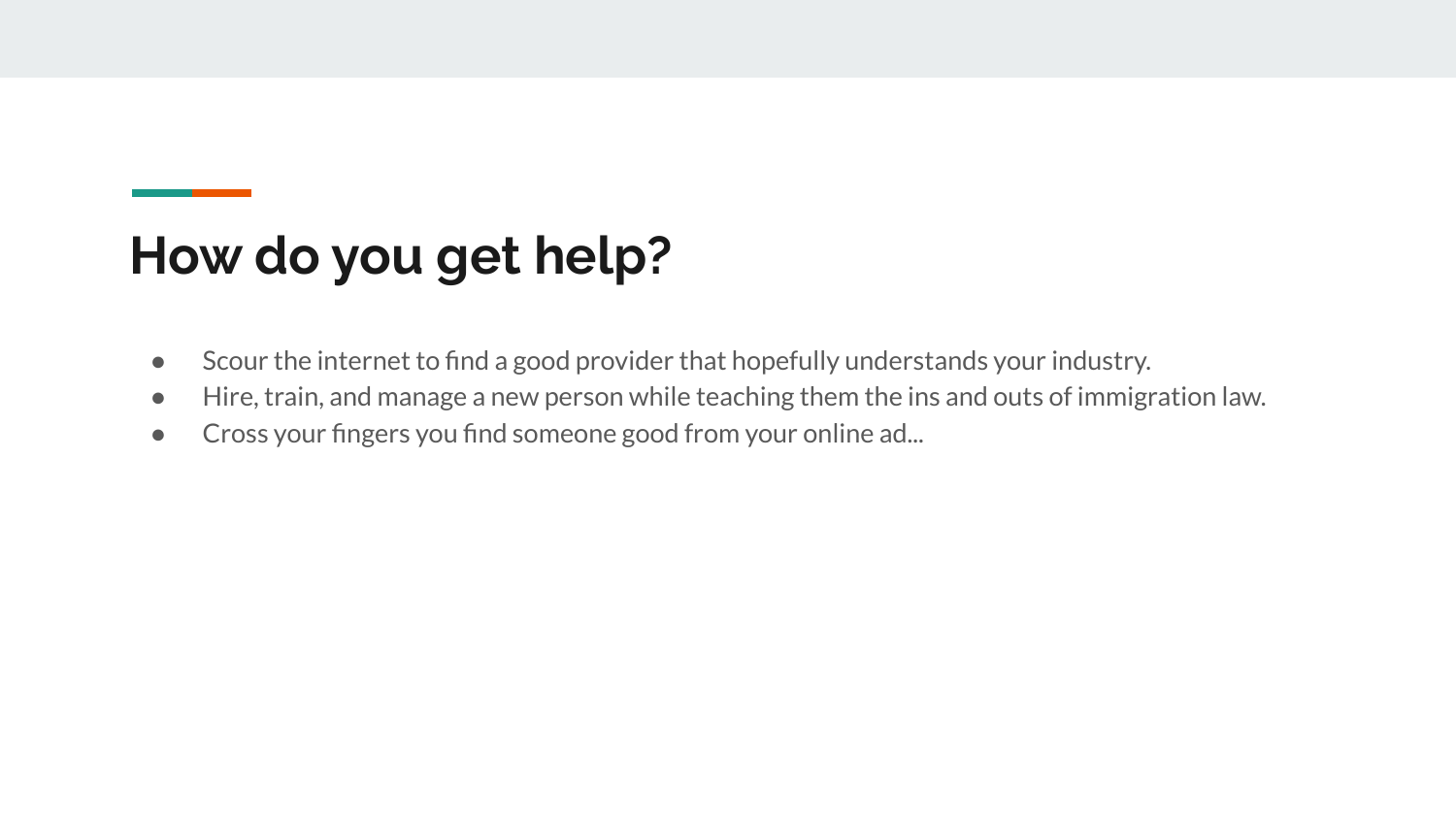# How do you get help?

- Scour the internet to find a good provider that hopefully understands your industry.
- Hire, train, and manage a new person while teaching them the ins and outs of immigration law.
- Cross your fingers you find someone good from your online ad...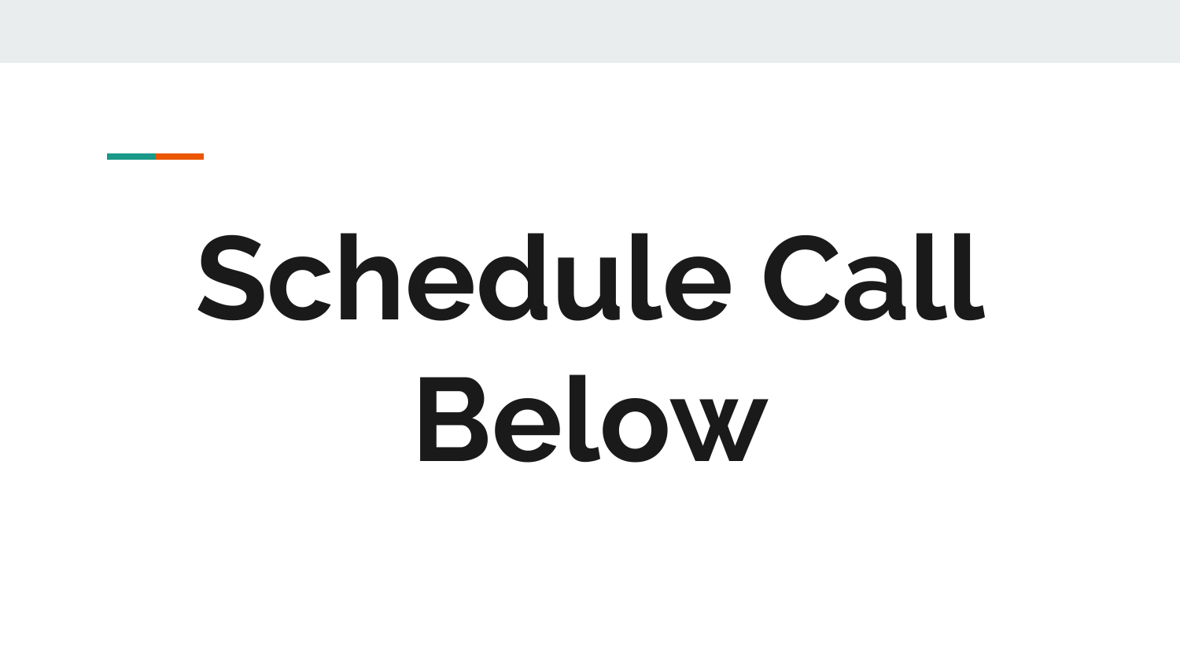# Schedule Call Below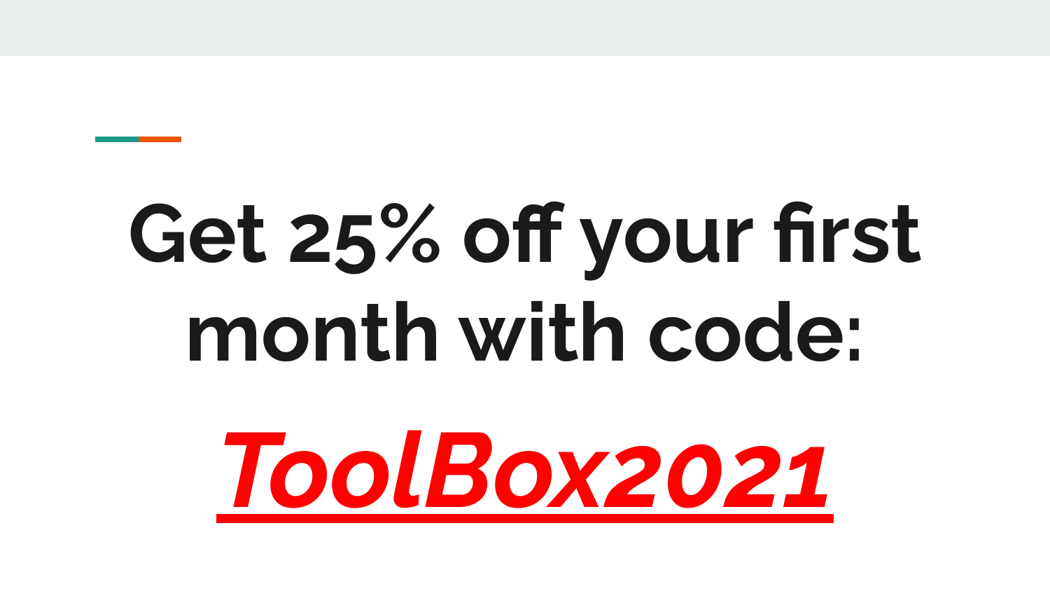# Get 25% off your first month with code:

***ToolBox2021***